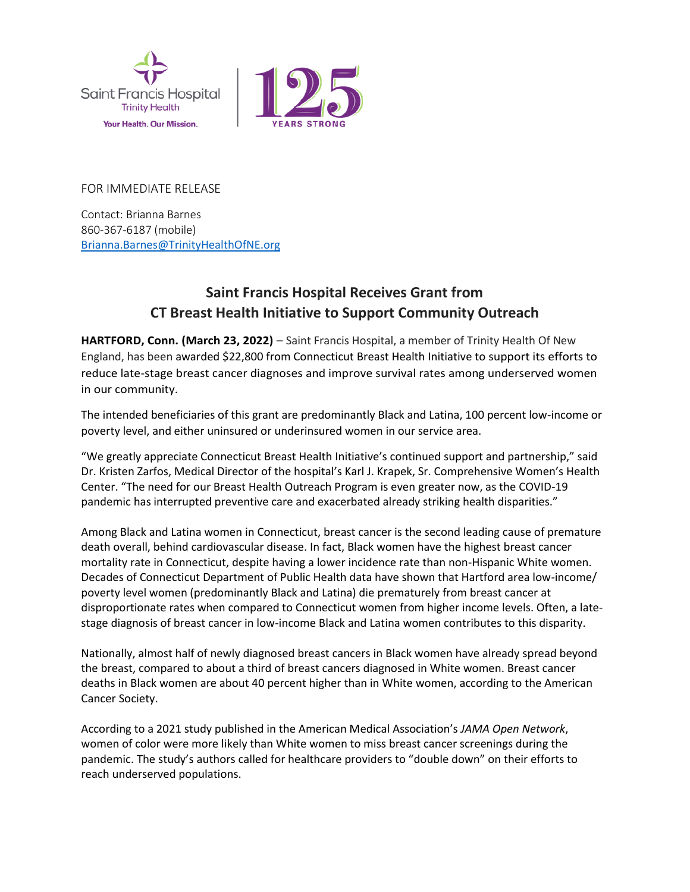Saint Francis Hospital
Trinity Health
Your Health. Our Mission.

125 YEARS STRONG

FOR IMMEDIATE RELEASE

Contact: Brianna Barnes
860-367-6187 (mobile)
Brianna.Barnes@TrinityHealthOfNE.org

## Saint Francis Hospital Receives Grant from CT Breast Health Initiative to Support Community Outreach

**HARTFORD, Conn. (March 23, 2022)** – Saint Francis Hospital, a member of Trinity Health Of New England, has been awarded $22,800 from Connecticut Breast Health Initiative to support its efforts to reduce late-stage breast cancer diagnoses and improve survival rates among underserved women in our community.

The intended beneficiaries of this grant are predominantly Black and Latina, 100 percent low-income or poverty level, and either uninsured or underinsured women in our service area.

"We greatly appreciate Connecticut Breast Health Initiative's continued support and partnership," said Dr. Kristen Zarfos, Medical Director of the hospital's Karl J. Krapek, Sr. Comprehensive Women's Health Center. "The need for our Breast Health Outreach Program is even greater now, as the COVID-19 pandemic has interrupted preventive care and exacerbated already striking health disparities."

Among Black and Latina women in Connecticut, breast cancer is the second leading cause of premature death overall, behind cardiovascular disease. In fact, Black women have the highest breast cancer mortality rate in Connecticut, despite having a lower incidence rate than non-Hispanic White women. Decades of Connecticut Department of Public Health data have shown that Hartford area low-income/ poverty level women (predominantly Black and Latina) die prematurely from breast cancer at disproportionate rates when compared to Connecticut women from higher income levels. Often, a late-stage diagnosis of breast cancer in low-income Black and Latina women contributes to this disparity.

Nationally, almost half of newly diagnosed breast cancers in Black women have already spread beyond the breast, compared to about a third of breast cancers diagnosed in White women. Breast cancer deaths in Black women are about 40 percent higher than in White women, according to the American Cancer Society.

According to a 2021 study published in the American Medical Association's *JAMA Open Network*, women of color were more likely than White women to miss breast cancer screenings during the pandemic. The study's authors called for healthcare providers to "double down" on their efforts to reach underserved populations.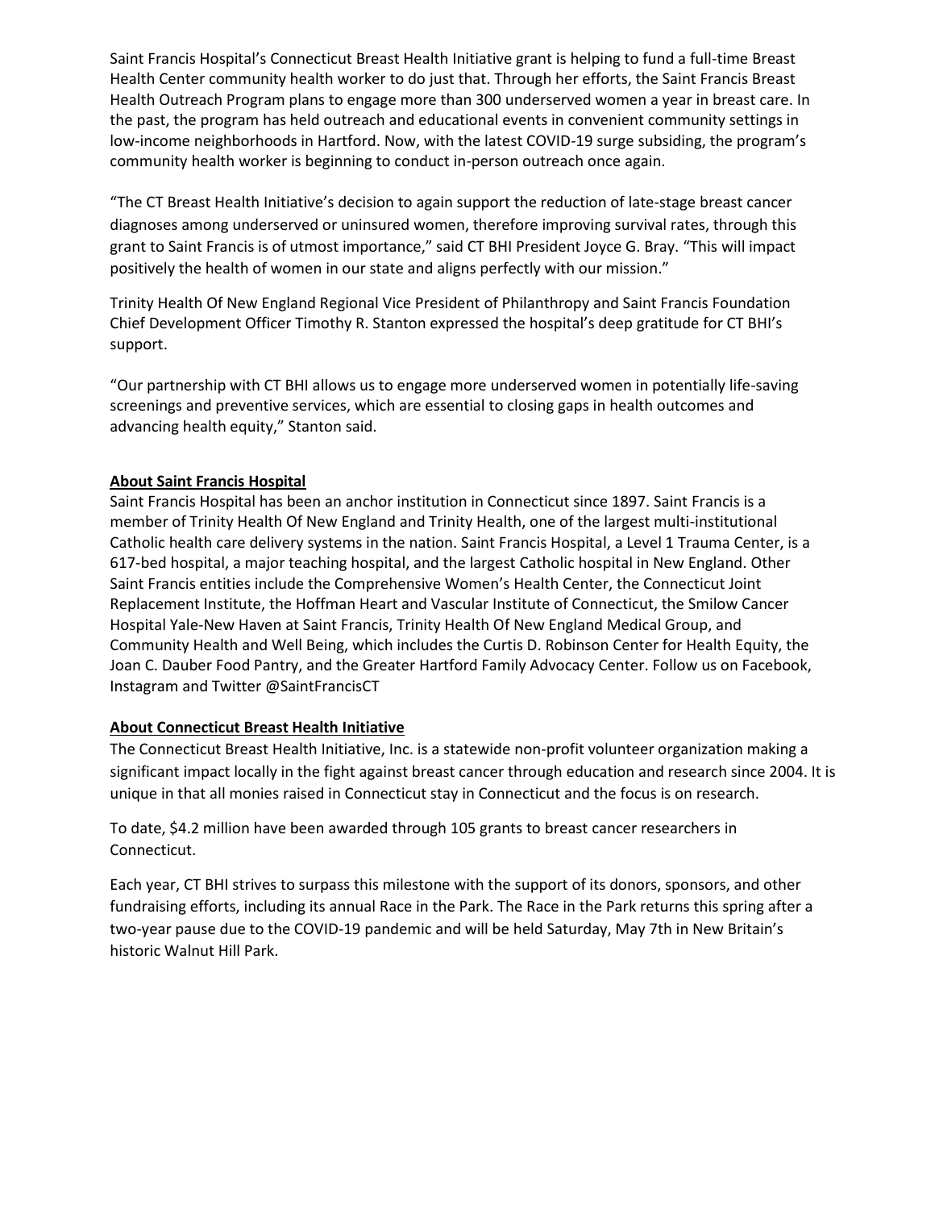Saint Francis Hospital's Connecticut Breast Health Initiative grant is helping to fund a full-time Breast Health Center community health worker to do just that. Through her efforts, the Saint Francis Breast Health Outreach Program plans to engage more than 300 underserved women a year in breast care. In the past, the program has held outreach and educational events in convenient community settings in low-income neighborhoods in Hartford. Now, with the latest COVID-19 surge subsiding, the program's community health worker is beginning to conduct in-person outreach once again.

"The CT Breast Health Initiative's decision to again support the reduction of late-stage breast cancer diagnoses among underserved or uninsured women, therefore improving survival rates, through this grant to Saint Francis is of utmost importance," said CT BHI President Joyce G. Bray. "This will impact positively the health of women in our state and aligns perfectly with our mission."

Trinity Health Of New England Regional Vice President of Philanthropy and Saint Francis Foundation Chief Development Officer Timothy R. Stanton expressed the hospital's deep gratitude for CT BHI's support.

"Our partnership with CT BHI allows us to engage more underserved women in potentially life-saving screenings and preventive services, which are essential to closing gaps in health outcomes and advancing health equity," Stanton said.

**About Saint Francis Hospital**

Saint Francis Hospital has been an anchor institution in Connecticut since 1897. Saint Francis is a member of Trinity Health Of New England and Trinity Health, one of the largest multi-institutional Catholic health care delivery systems in the nation. Saint Francis Hospital, a Level 1 Trauma Center, is a 617-bed hospital, a major teaching hospital, and the largest Catholic hospital in New England. Other Saint Francis entities include the Comprehensive Women's Health Center, the Connecticut Joint Replacement Institute, the Hoffman Heart and Vascular Institute of Connecticut, the Smilow Cancer Hospital Yale-New Haven at Saint Francis, Trinity Health Of New England Medical Group, and Community Health and Well Being, which includes the Curtis D. Robinson Center for Health Equity, the Joan C. Dauber Food Pantry, and the Greater Hartford Family Advocacy Center. Follow us on Facebook, Instagram and Twitter @SaintFrancisCT

**About Connecticut Breast Health Initiative**

The Connecticut Breast Health Initiative, Inc. is a statewide non-profit volunteer organization making a significant impact locally in the fight against breast cancer through education and research since 2004. It is unique in that all monies raised in Connecticut stay in Connecticut and the focus is on research.

To date, $4.2 million have been awarded through 105 grants to breast cancer researchers in Connecticut.

Each year, CT BHI strives to surpass this milestone with the support of its donors, sponsors, and other fundraising efforts, including its annual Race in the Park. The Race in the Park returns this spring after a two-year pause due to the COVID-19 pandemic and will be held Saturday, May 7th in New Britain's historic Walnut Hill Park.